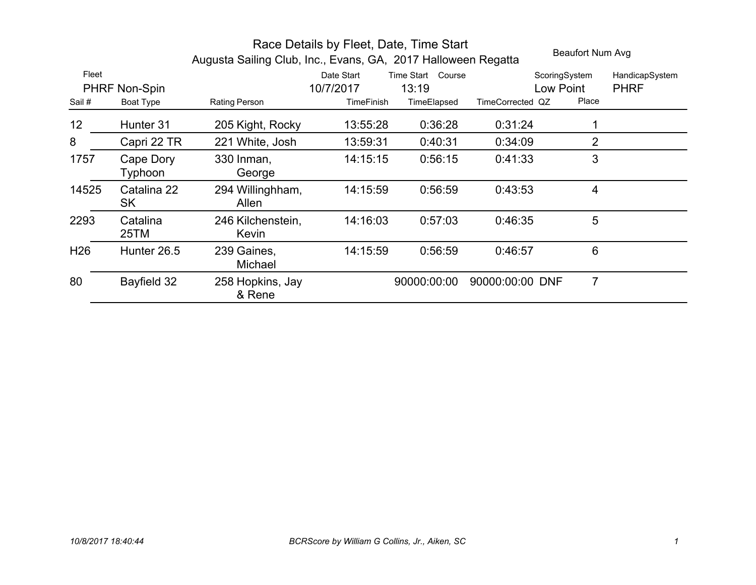# Race Details by Fleet, Date, Time Start

## Augusta Sailing Club, Inc., Evans, GA, 2017 Halloween Regatta

Beaufort Num Avg

| Fleet | Date Start | Time Start | Course | ScoringSystem | HandicapSystem |
|---|---|---|---|---|---|
| PHRF Non-Spin | 10/7/2017 | 13:19 | | Low Point | PHRF |

| Sail # | Boat Type | Rating | Person | TimeFinish | TimeElapsed | TimeCorrected | QZ | Place |
|---|---|---|---|---|---|---|---|---|
| 12 | Hunter 31 | 205 | Kight, Rocky | 13:55:28 | 0:36:28 | 0:31:24 | | 1 |
| 8 | Capri 22 TR | 221 | White, Josh | 13:59:31 | 0:40:31 | 0:34:09 | | 2 |
| 1757 | Cape Dory Typhoon | 330 | Inman, George | 14:15:15 | 0:56:15 | 0:41:33 | | 3 |
| 14525 | Catalina 22 SK | 294 | Willinghham, Allen | 14:15:59 | 0:56:59 | 0:43:53 | | 4 |
| 2293 | Catalina 25TM | 246 | Kilchenstein, Kevin | 14:16:03 | 0:57:03 | 0:46:35 | | 5 |
| H26 | Hunter 26.5 | 239 | Gaines, Michael | 14:15:59 | 0:56:59 | 0:46:57 | | 6 |
| 80 | Bayfield 32 | 258 | Hopkins, Jay & Rene | | 90000:00:00 | 90000:00:00 | DNF | 7 |

*10/8/2017 18:40:44* — *BCRScore by William G Collins, Jr., Aiken, SC*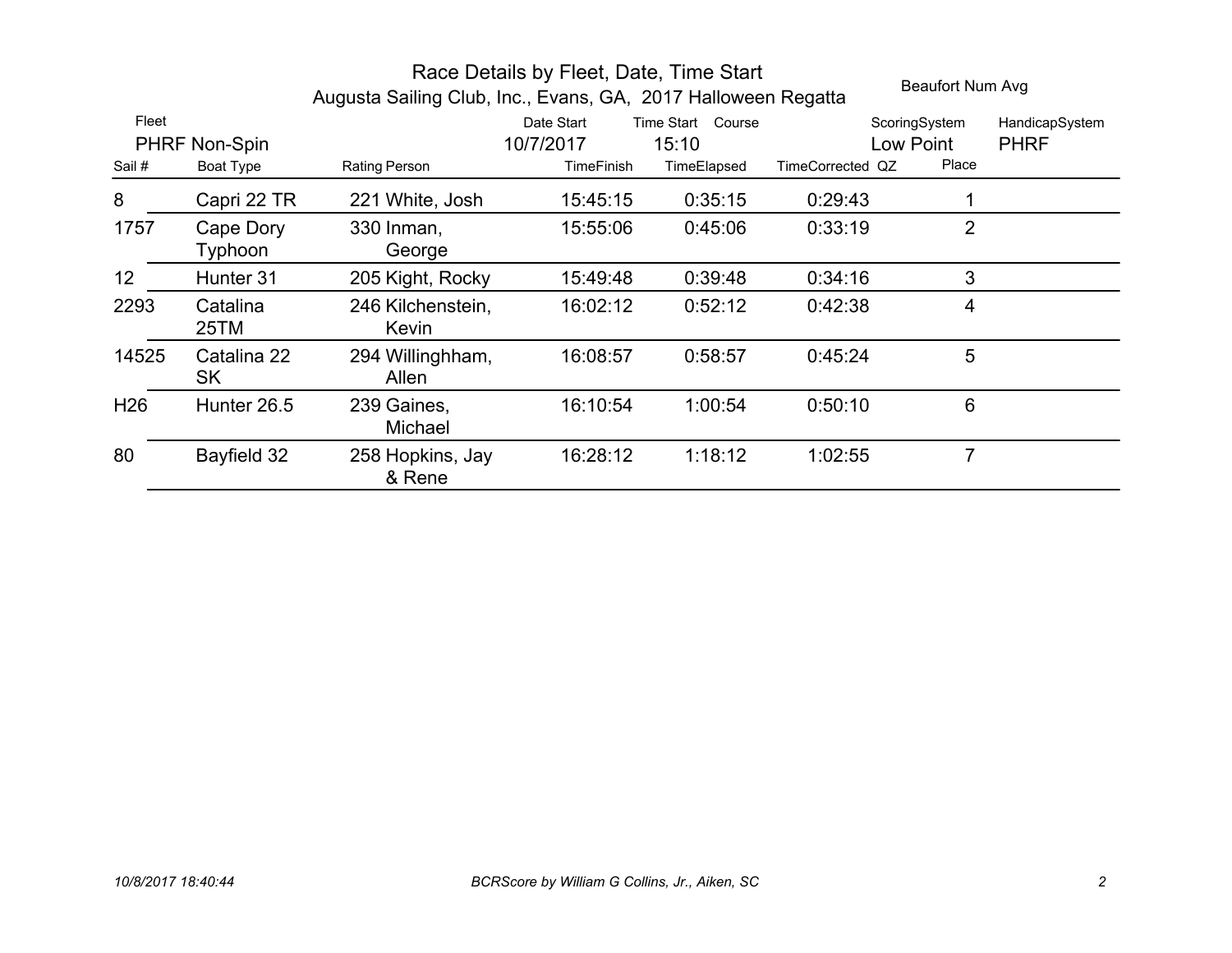# Race Details by Fleet, Date, Time Start

## Augusta Sailing Club, Inc., Evans, GA, 2017 Halloween Regatta

Beaufort Num Avg

| Fleet | Date Start | Time Start | Course | ScoringSystem | HandicapSystem |
|---|---|---|---|---|---|
| PHRF Non-Spin | 10/7/2017 | 15:10 | | Low Point | PHRF |

| Sail # | Boat Type | Rating | Person | TimeFinish | TimeElapsed | TimeCorrected | QZ | Place |
|---|---|---|---|---|---|---|---|---|
| 8 | Capri 22 TR | 221 | White, Josh | 15:45:15 | 0:35:15 | 0:29:43 | | 1 |
| 1757 | Cape Dory Typhoon | 330 | Inman, George | 15:55:06 | 0:45:06 | 0:33:19 | | 2 |
| 12 | Hunter 31 | 205 | Kight, Rocky | 15:49:48 | 0:39:48 | 0:34:16 | | 3 |
| 2293 | Catalina 25TM | 246 | Kilchenstein, Kevin | 16:02:12 | 0:52:12 | 0:42:38 | | 4 |
| 14525 | Catalina 22 SK | 294 | Willinghham, Allen | 16:08:57 | 0:58:57 | 0:45:24 | | 5 |
| H26 | Hunter 26.5 | 239 | Gaines, Michael | 16:10:54 | 1:00:54 | 0:50:10 | | 6 |
| 80 | Bayfield 32 | 258 | Hopkins, Jay & Rene | 16:28:12 | 1:18:12 | 1:02:55 | | 7 |

*10/8/2017 18:40:44* *BCRScore by William G Collins, Jr., Aiken, SC*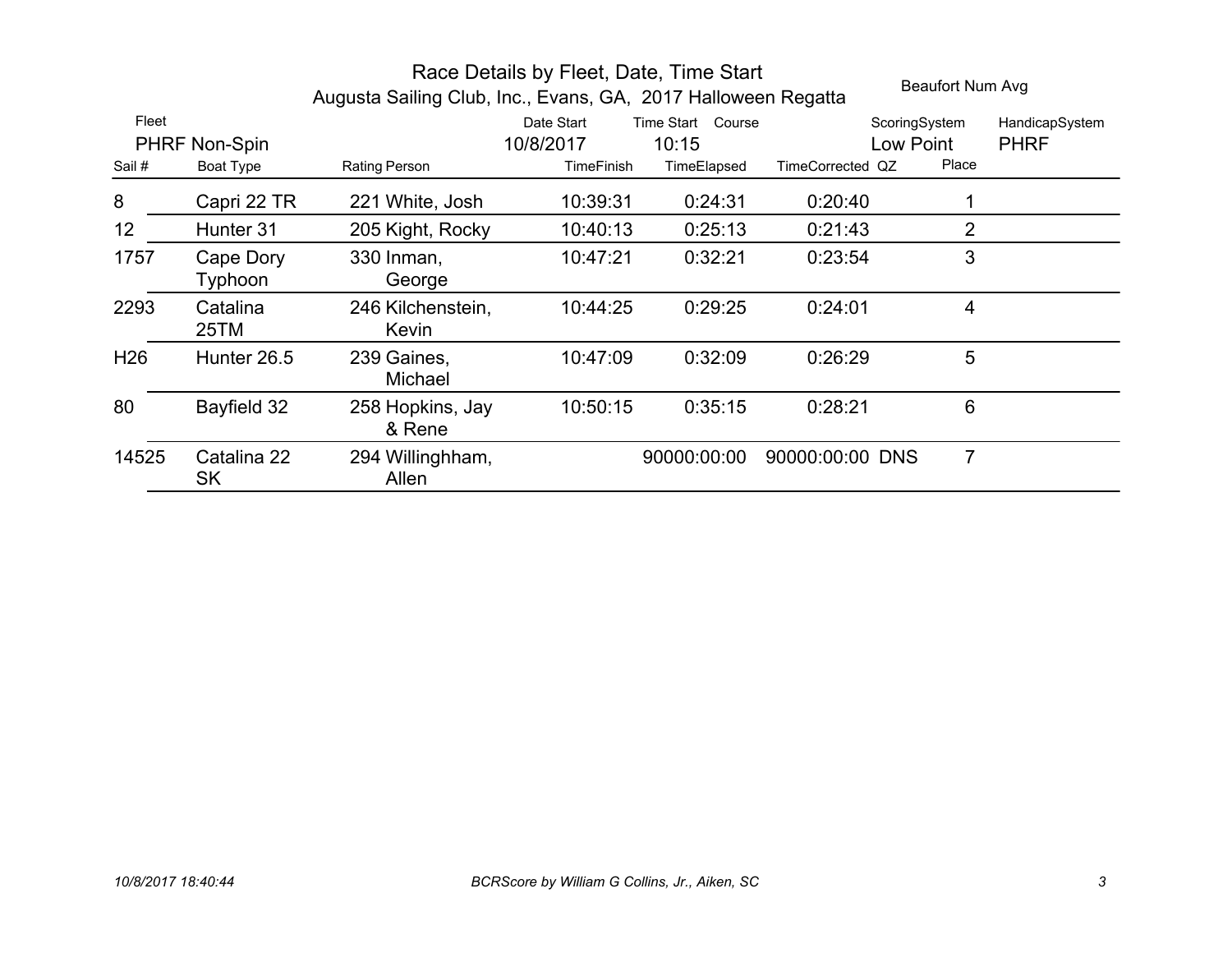# Race Details by Fleet, Date, Time Start

## Augusta Sailing Club, Inc., Evans, GA, 2017 Halloween Regatta

Beaufort Num Avg

| Fleet | Date Start | Time Start | Course | ScoringSystem | HandicapSystem |
|---|---|---|---|---|---|
| PHRF Non-Spin | 10/8/2017 | 10:15 | | Low Point | PHRF |

| Sail # | Boat Type | Rating | Person | TimeFinish | TimeElapsed | TimeCorrected | QZ | Place |
|---|---|---|---|---|---|---|---|---|
| 8 | Capri 22 TR | 221 | White, Josh | 10:39:31 | 0:24:31 | 0:20:40 | | 1 |
| 12 | Hunter 31 | 205 | Kight, Rocky | 10:40:13 | 0:25:13 | 0:21:43 | | 2 |
| 1757 | Cape Dory Typhoon | 330 | Inman, George | 10:47:21 | 0:32:21 | 0:23:54 | | 3 |
| 2293 | Catalina 25TM | 246 | Kilchenstein, Kevin | 10:44:25 | 0:29:25 | 0:24:01 | | 4 |
| H26 | Hunter 26.5 | 239 | Gaines, Michael | 10:47:09 | 0:32:09 | 0:26:29 | | 5 |
| 80 | Bayfield 32 | 258 | Hopkins, Jay & Rene | 10:50:15 | 0:35:15 | 0:28:21 | | 6 |
| 14525 | Catalina 22 SK | 294 | Willinghham, Allen | | 90000:00:00 | 90000:00:00 | DNS | 7 |

*10/8/2017 18:40:44* *BCRScore by William G Collins, Jr., Aiken, SC*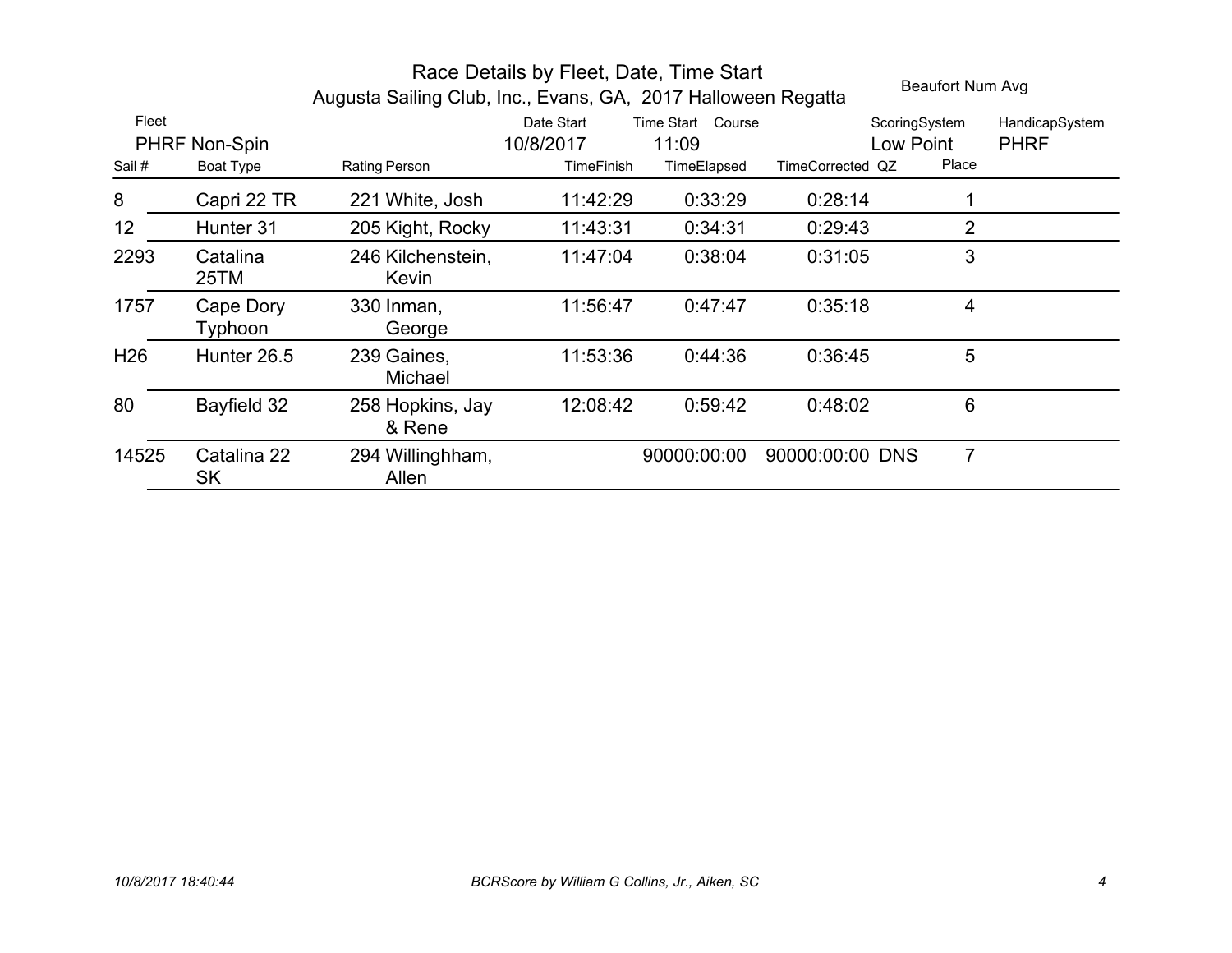# Race Details by Fleet, Date, Time Start

## Augusta Sailing Club, Inc., Evans, GA, 2017 Halloween Regatta

Beaufort Num Avg

| Fleet | Date Start | Time Start | Course | ScoringSystem | HandicapSystem |
|---|---|---|---|---|---|
| PHRF Non-Spin | 10/8/2017 | 11:09 | | Low Point | PHRF |

| Sail # | Boat Type | Rating | Person | TimeFinish | TimeElapsed | TimeCorrected | QZ | Place |
|---|---|---|---|---|---|---|---|---|
| 8 | Capri 22 TR | 221 | White, Josh | 11:42:29 | 0:33:29 | 0:28:14 | | 1 |
| 12 | Hunter 31 | 205 | Kight, Rocky | 11:43:31 | 0:34:31 | 0:29:43 | | 2 |
| 2293 | Catalina 25TM | 246 | Kilchenstein, Kevin | 11:47:04 | 0:38:04 | 0:31:05 | | 3 |
| 1757 | Cape Dory Typhoon | 330 | Inman, George | 11:56:47 | 0:47:47 | 0:35:18 | | 4 |
| H26 | Hunter 26.5 | 239 | Gaines, Michael | 11:53:36 | 0:44:36 | 0:36:45 | | 5 |
| 80 | Bayfield 32 | 258 | Hopkins, Jay & Rene | 12:08:42 | 0:59:42 | 0:48:02 | | 6 |
| 14525 | Catalina 22 SK | 294 | Willinghham, Allen | | 90000:00:00 | 90000:00:00 | DNS | 7 |

*10/8/2017 18:40:44*

*BCRScore by William G Collins, Jr., Aiken, SC*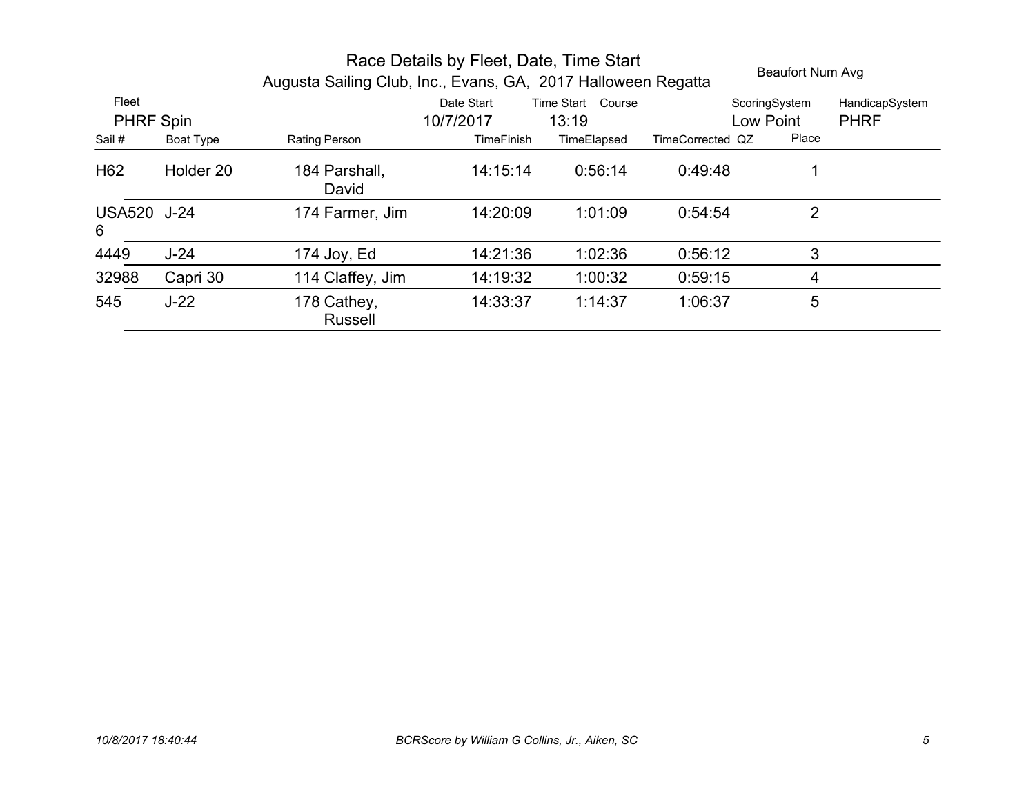# Race Details by Fleet, Date, Time Start

## Augusta Sailing Club, Inc., Evans, GA, 2017 Halloween Regatta

Beaufort Num Avg

| Fleet | Date Start | Time Start | Course | ScoringSystem | HandicapSystem |
|---|---|---|---|---|---|
| PHRF Spin | 10/7/2017 | 13:19 | | Low Point | PHRF |

| Sail # | Boat Type | Rating | Person | TimeFinish | TimeElapsed | TimeCorrected | QZ | Place |
|---|---|---|---|---|---|---|---|---|
| H62 | Holder 20 | 184 | Parshall, David | 14:15:14 | 0:56:14 | 0:49:48 | | 1 |
| USA5206 | J-24 | 174 | Farmer, Jim | 14:20:09 | 1:01:09 | 0:54:54 | | 2 |
| 4449 | J-24 | 174 | Joy, Ed | 14:21:36 | 1:02:36 | 0:56:12 | | 3 |
| 32988 | Capri 30 | 114 | Claffey, Jim | 14:19:32 | 1:00:32 | 0:59:15 | | 4 |
| 545 | J-22 | 178 | Cathey, Russell | 14:33:37 | 1:14:37 | 1:06:37 | | 5 |

*10/8/2017 18:40:44* — *BCRScore by William G Collins, Jr., Aiken, SC*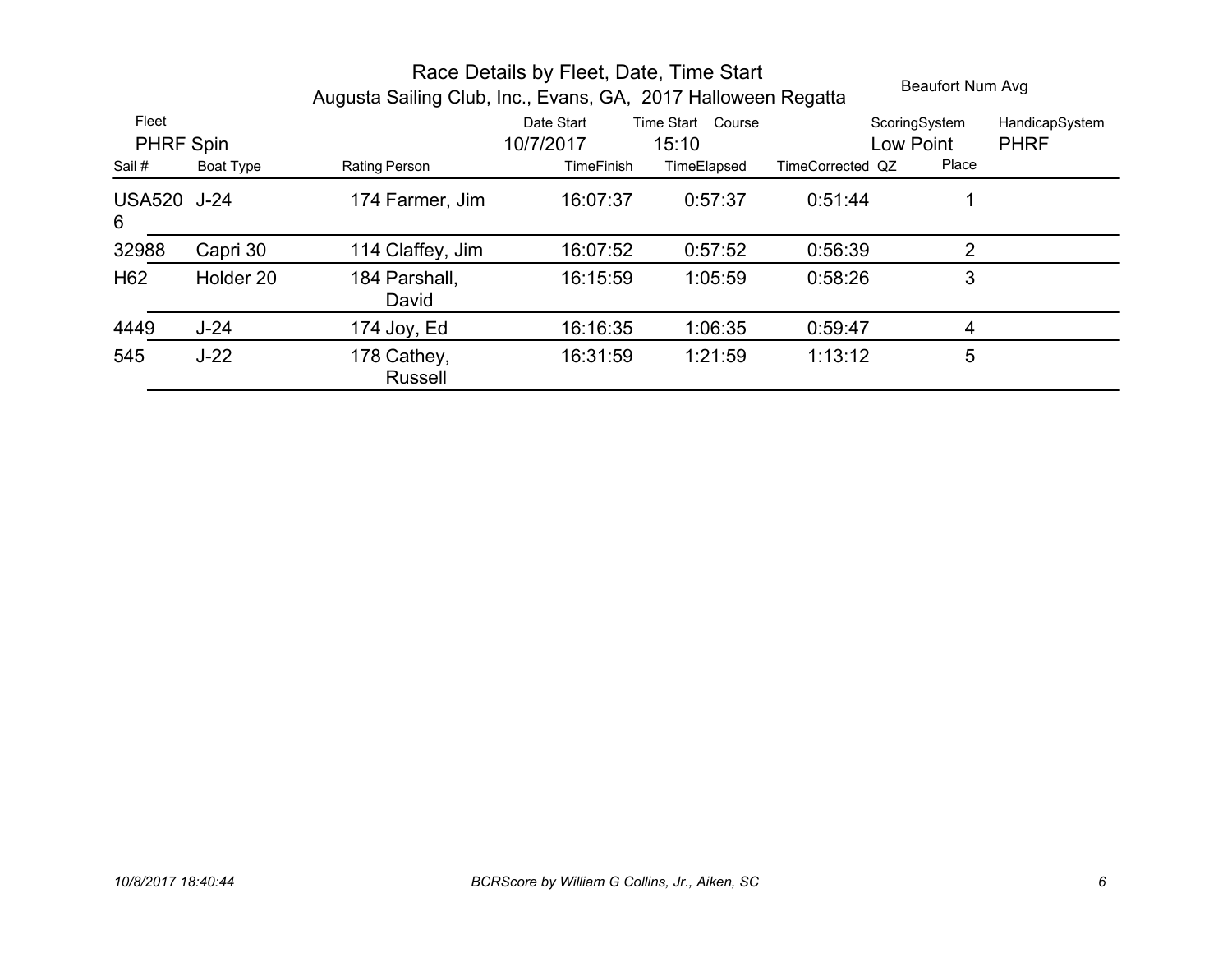# Race Details by Fleet, Date, Time Start

## Augusta Sailing Club, Inc., Evans, GA, 2017 Halloween Regatta

Beaufort Num Avg

| Fleet | Date Start | Time Start | Course | ScoringSystem | HandicapSystem |
|---|---|---|---|---|---|
| PHRF Spin | 10/7/2017 | 15:10 | | Low Point | PHRF |

| Sail # | Boat Type | Rating | Person | TimeFinish | TimeElapsed | TimeCorrected | QZ | Place |
|---|---|---|---|---|---|---|---|---|
| USA5206 | J-24 | 174 | Farmer, Jim | 16:07:37 | 0:57:37 | 0:51:44 | | 1 |
| 32988 | Capri 30 | 114 | Claffey, Jim | 16:07:52 | 0:57:52 | 0:56:39 | | 2 |
| H62 | Holder 20 | 184 | Parshall, David | 16:15:59 | 1:05:59 | 0:58:26 | | 3 |
| 4449 | J-24 | 174 | Joy, Ed | 16:16:35 | 1:06:35 | 0:59:47 | | 4 |
| 545 | J-22 | 178 | Cathey, Russell | 16:31:59 | 1:21:59 | 1:13:12 | | 5 |

*10/8/2017 18:40:44* *BCRScore by William G Collins, Jr., Aiken, SC*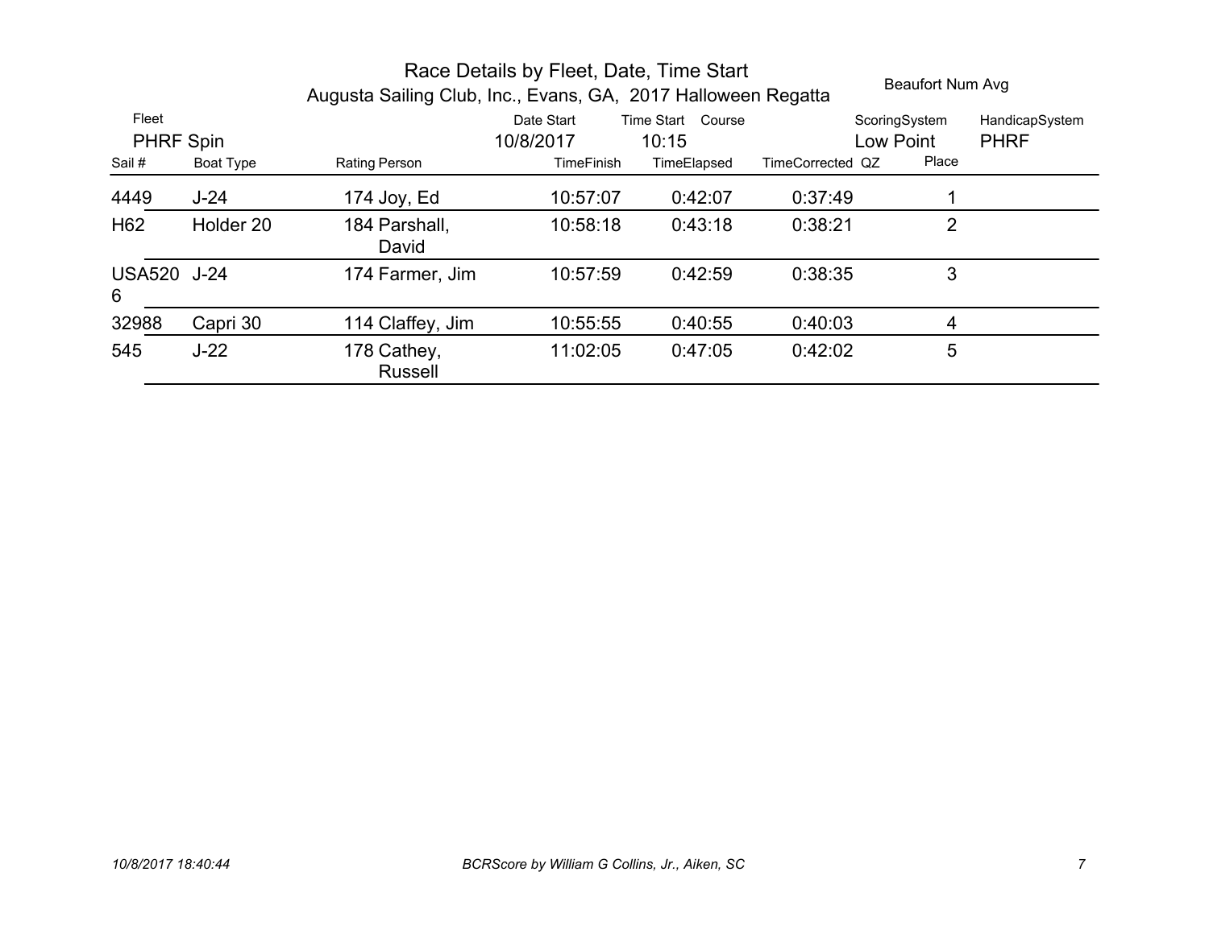# Race Details by Fleet, Date, Time Start

## Augusta Sailing Club, Inc., Evans, GA, 2017 Halloween Regatta

Beaufort Num Avg

| Fleet | Date Start | Time Start | Course | ScoringSystem | HandicapSystem |
|---|---|---|---|---|---|
| PHRF Spin | 10/8/2017 | 10:15 | | Low Point | PHRF |

| Sail # | Boat Type | Rating | Person | TimeFinish | TimeElapsed | TimeCorrected | QZ | Place |
|---|---|---|---|---|---|---|---|---|
| 4449 | J-24 | 174 | Joy, Ed | 10:57:07 | 0:42:07 | 0:37:49 | | 1 |
| H62 | Holder 20 | 184 | Parshall, David | 10:58:18 | 0:43:18 | 0:38:21 | | 2 |
| USA5206 | J-24 | 174 | Farmer, Jim | 10:57:59 | 0:42:59 | 0:38:35 | | 3 |
| 32988 | Capri 30 | 114 | Claffey, Jim | 10:55:55 | 0:40:55 | 0:40:03 | | 4 |
| 545 | J-22 | 178 | Cathey, Russell | 11:02:05 | 0:47:05 | 0:42:02 | | 5 |

*10/8/2017 18:40:44* *BCRScore by William G Collins, Jr., Aiken, SC*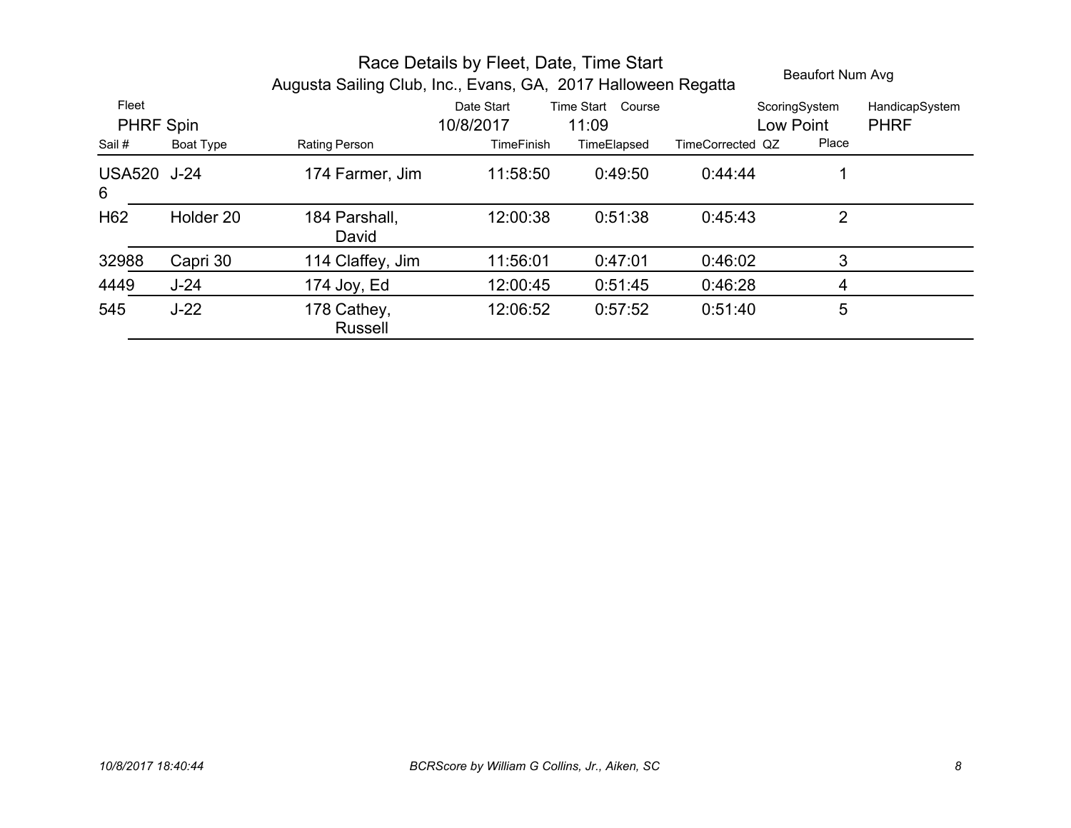# Race Details by Fleet, Date, Time Start

## Augusta Sailing Club, Inc., Evans, GA, 2017 Halloween Regatta

Beaufort Num Avg

| Fleet | | | Date Start | Time Start | Course | ScoringSystem | HandicapSystem |
|---|---|---|---|---|---|---|---|
| PHRF Spin | | | 10/8/2017 | 11:09 | | Low Point | PHRF |

| Sail # | Boat Type | Rating | Person | TimeFinish | TimeElapsed | TimeCorrected | QZ | Place |
|---|---|---|---|---|---|---|---|---|
| USA5206 | J-24 | 174 | Farmer, Jim | 11:58:50 | 0:49:50 | 0:44:44 | | 1 |
| H62 | Holder 20 | 184 | Parshall, David | 12:00:38 | 0:51:38 | 0:45:43 | | 2 |
| 32988 | Capri 30 | 114 | Claffey, Jim | 11:56:01 | 0:47:01 | 0:46:02 | | 3 |
| 4449 | J-24 | 174 | Joy, Ed | 12:00:45 | 0:51:45 | 0:46:28 | | 4 |
| 545 | J-22 | 178 | Cathey, Russell | 12:06:52 | 0:57:52 | 0:51:40 | | 5 |

*10/8/2017 18:40:44* *BCRScore by William G Collins, Jr., Aiken, SC*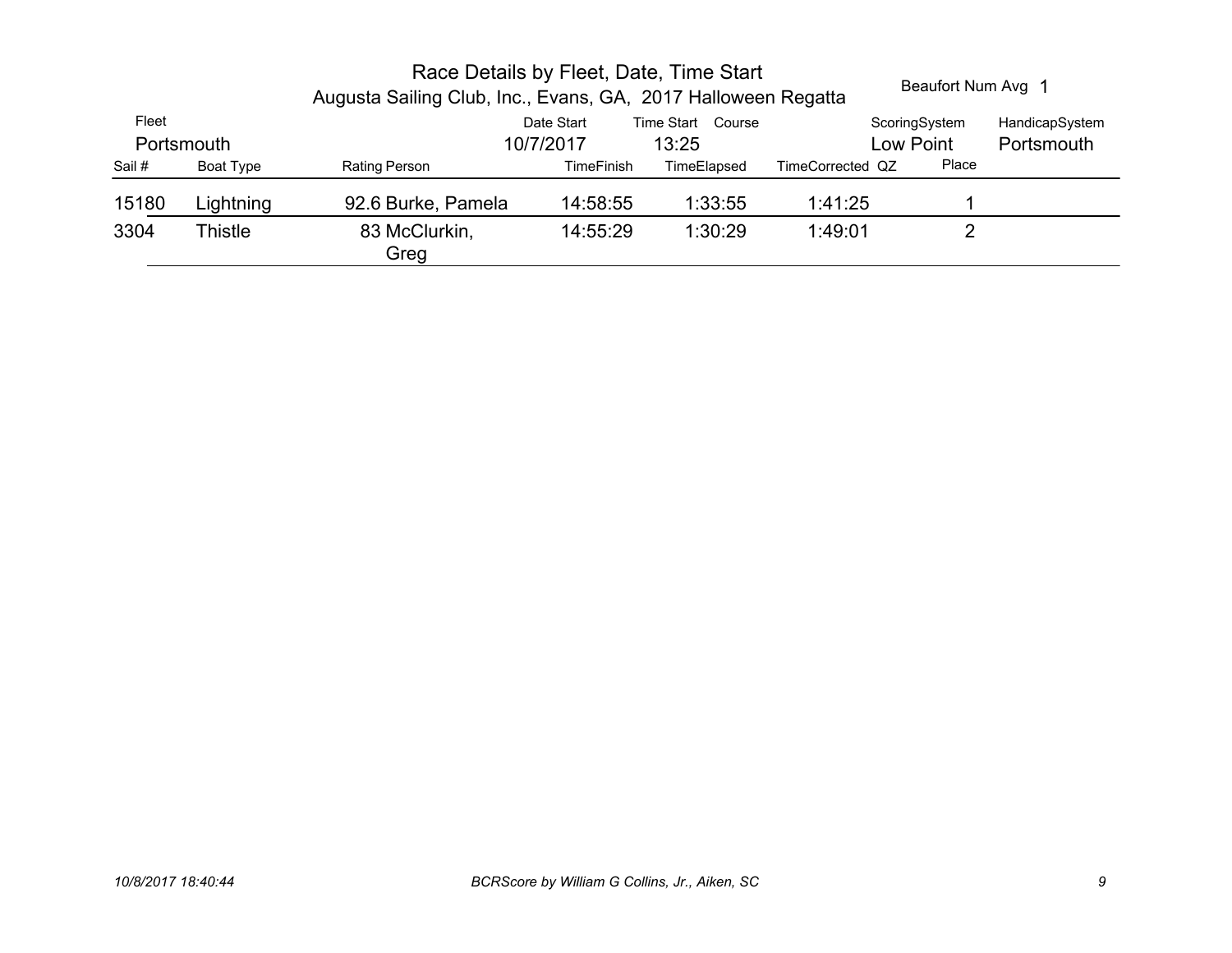# Race Details by Fleet, Date, Time Start

## Augusta Sailing Club, Inc., Evans, GA, 2017 Halloween Regatta

Beaufort Num Avg 1

| Fleet | Date Start | Time Start | Course | ScoringSystem | HandicapSystem |
|---|---|---|---|---|---|
| Portsmouth | 10/7/2017 | 13:25 | | Low Point | Portsmouth |

| Sail # | Boat Type | Rating | Person | TimeFinish | TimeElapsed | TimeCorrected | QZ | Place |
|---|---|---|---|---|---|---|---|---|
| 15180 | Lightning | 92.6 | Burke, Pamela | 14:58:55 | 1:33:55 | 1:41:25 | | 1 |
| 3304 | Thistle | 83 | McClurkin, Greg | 14:55:29 | 1:30:29 | 1:49:01 | | 2 |

*10/8/2017 18:40:44* *BCRScore by William G Collins, Jr., Aiken, SC*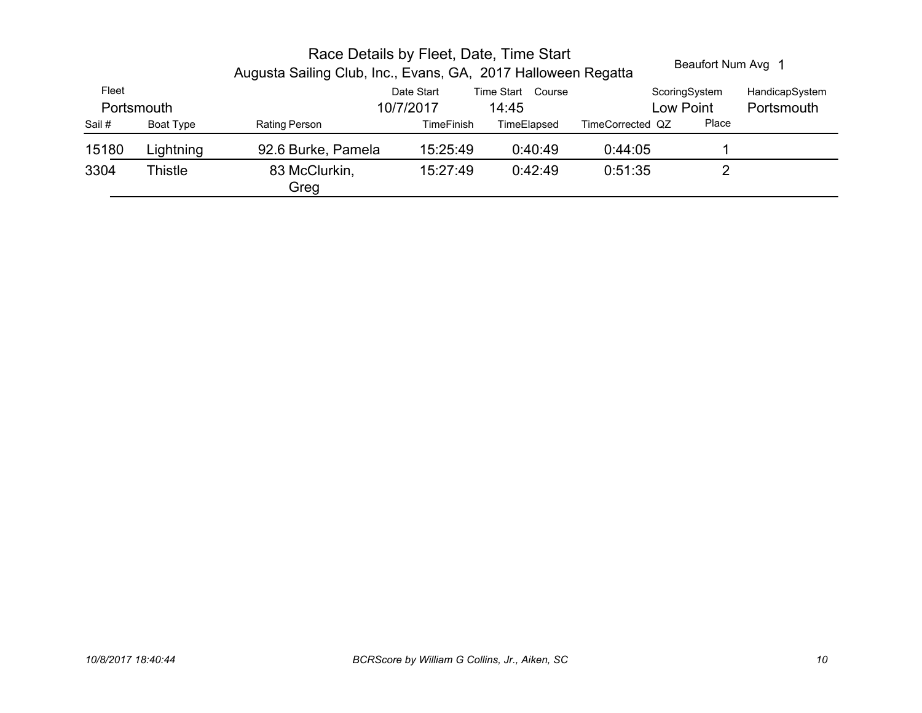# Race Details by Fleet, Date, Time Start

## Augusta Sailing Club, Inc., Evans, GA, 2017 Halloween Regatta

Beaufort Num Avg 1

| Fleet | Date Start | Time Start | Course | ScoringSystem | HandicapSystem |
|---|---|---|---|---|---|
| Portsmouth | 10/7/2017 | 14:45 | | Low Point | Portsmouth |

| Sail # | Boat Type | Rating | Person | TimeFinish | TimeElapsed | TimeCorrected | QZ | Place |
|---|---|---|---|---|---|---|---|---|
| 15180 | Lightning | 92.6 | Burke, Pamela | 15:25:49 | 0:40:49 | 0:44:05 | | 1 |
| 3304 | Thistle | 83 | McClurkin, Greg | 15:27:49 | 0:42:49 | 0:51:35 | | 2 |

10/8/2017 18:40:44

BCRScore by William G Collins, Jr., Aiken, SC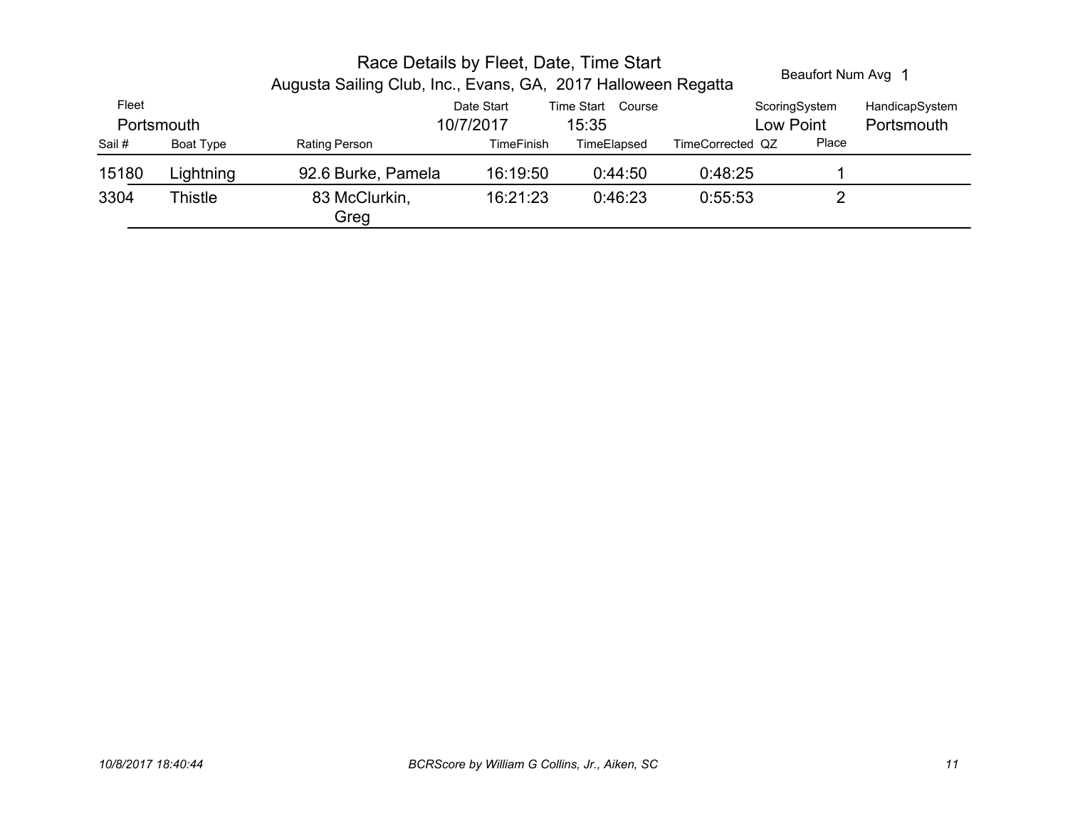# Race Details by Fleet, Date, Time Start

## Augusta Sailing Club, Inc., Evans, GA, 2017 Halloween Regatta

Beaufort Num Avg 1

| Fleet | Date Start | Time Start | Course | ScoringSystem | HandicapSystem |
|---|---|---|---|---|---|
| Portsmouth | 10/7/2017 | 15:35 | | Low Point | Portsmouth |

| Sail # | Boat Type | Rating | Person | TimeFinish | TimeElapsed | TimeCorrected | QZ | Place |
|---|---|---|---|---|---|---|---|---|
| 15180 | Lightning | 92.6 | Burke, Pamela | 16:19:50 | 0:44:50 | 0:48:25 | | 1 |
| 3304 | Thistle | 83 | McClurkin, Greg | 16:21:23 | 0:46:23 | 0:55:53 | | 2 |

*10/8/2017 18:40:44* *BCRScore by William G Collins, Jr., Aiken, SC*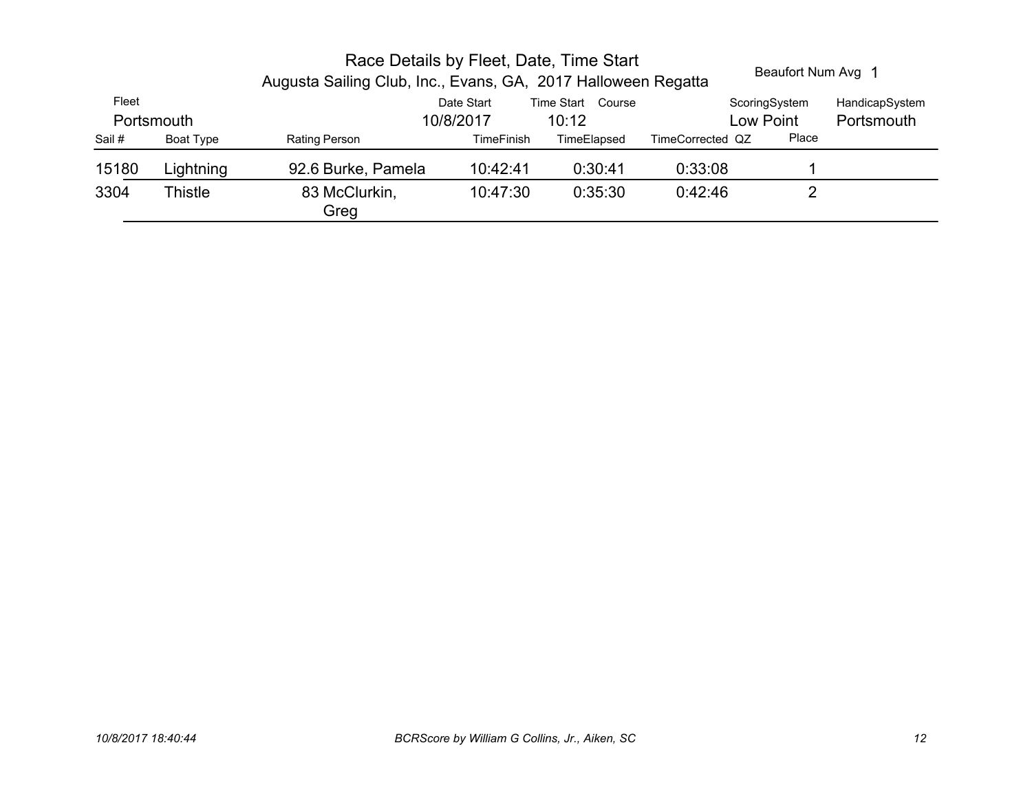# Race Details by Fleet, Date, Time Start

Augusta Sailing Club, Inc., Evans, GA, 2017 Halloween Regatta

Beaufort Num Avg 1

| Fleet | Date Start | Time Start | Course | ScoringSystem | HandicapSystem |
|---|---|---|---|---|---|
| Portsmouth | 10/8/2017 | 10:12 | | Low Point | Portsmouth |

| Sail # | Boat Type | Rating | Person | TimeFinish | TimeElapsed | TimeCorrected | QZ | Place |
|---|---|---|---|---|---|---|---|---|
| 15180 | Lightning | 92.6 | Burke, Pamela | 10:42:41 | 0:30:41 | 0:33:08 | | 1 |
| 3304 | Thistle | 83 | McClurkin, Greg | 10:47:30 | 0:35:30 | 0:42:46 | | 2 |

*10/8/2017 18:40:44*

*BCRScore by William G Collins, Jr., Aiken, SC*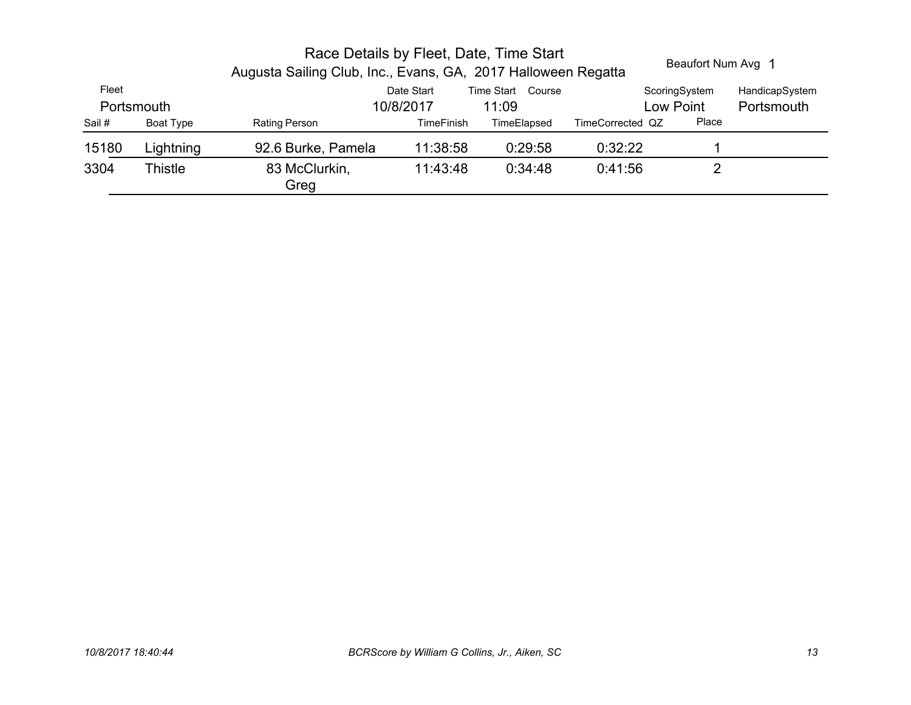# Race Details by Fleet, Date, Time Start

## Augusta Sailing Club, Inc., Evans, GA, 2017 Halloween Regatta

Beaufort Num Avg 1

| Fleet | Date Start | Time Start | Course | ScoringSystem | HandicapSystem |
|---|---|---|---|---|---|
| Portsmouth | 10/8/2017 | 11:09 | | Low Point | Portsmouth |

| Sail # | Boat Type | Rating | Person | TimeFinish | TimeElapsed | TimeCorrected | QZ | Place |
|---|---|---|---|---|---|---|---|---|
| 15180 | Lightning | 92.6 | Burke, Pamela | 11:38:58 | 0:29:58 | 0:32:22 | | 1 |
| 3304 | Thistle | 83 | McClurkin, Greg | 11:43:48 | 0:34:48 | 0:41:56 | | 2 |

*10/8/2017 18:40:44* *BCRScore by William G Collins, Jr., Aiken, SC*